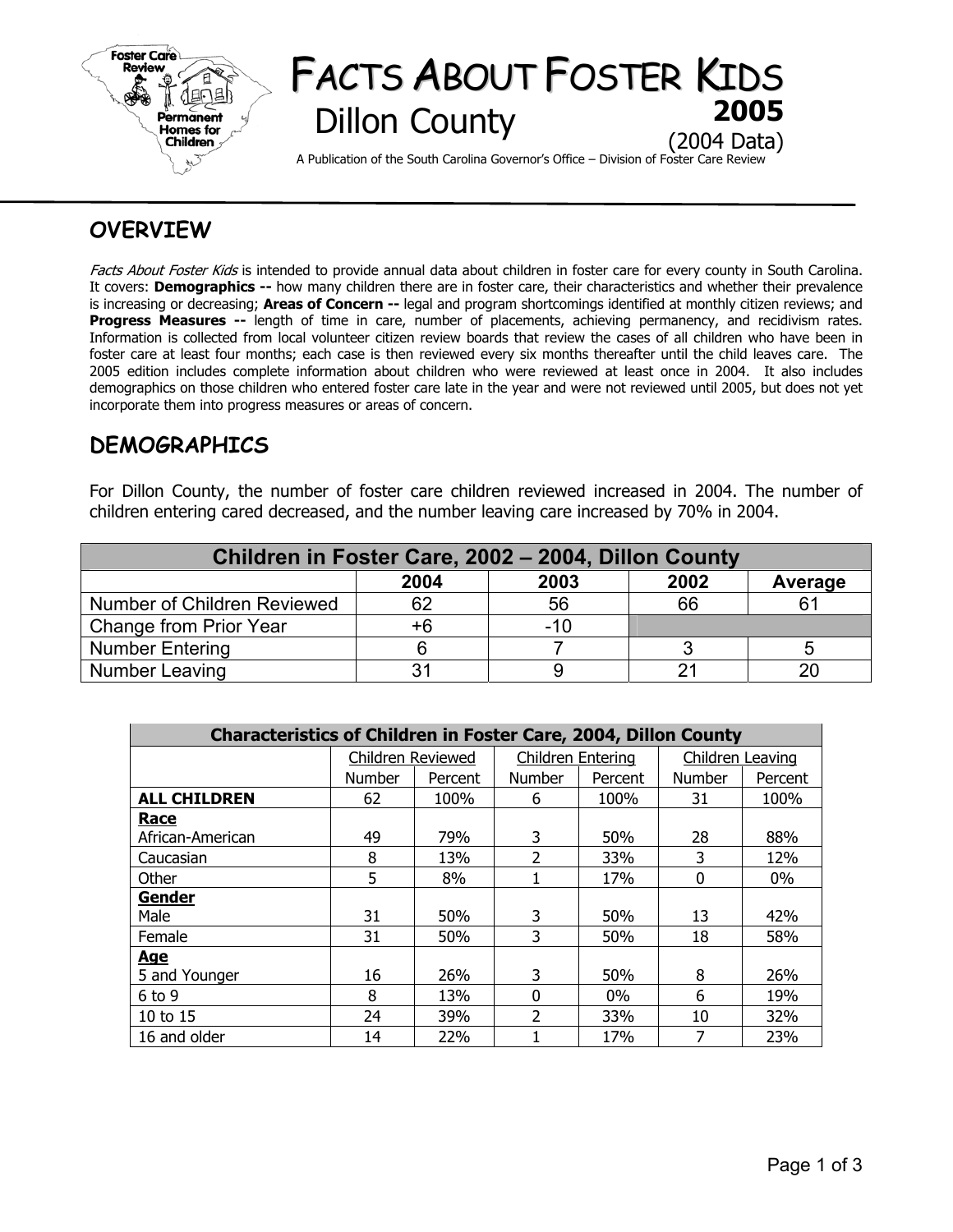# FACTS ABOUT FOSTER KIDS

## Dillon County

**2005**

(2004 Data)

A Publication of the South Carolina Governor's Office – Division of Foster Care Review

## OVERVIEW

*Facts About Foster Kids* is intended to provide annual data about children in foster care for every county in South Carolina. It covers: **Demographics --** how many children there are in foster care, their characteristics and whether their prevalence is increasing or decreasing; **Areas of Concern --** legal and program shortcomings identified at monthly citizen reviews; and **Progress Measures --** length of time in care, number of placements, achieving permanency, and recidivism rates. Information is collected from local volunteer citizen review boards that review the cases of all children who have been in foster care at least four months; each case is then reviewed every six months thereafter until the child leaves care. The 2005 edition includes complete information about children who were reviewed at least once in 2004. It also includes demographics on those children who entered foster care late in the year and were not reviewed until 2005, but does not yet incorporate them into progress measures or areas of concern.

## DEMOGRAPHICS

For Dillon County, the number of foster care children reviewed increased in 2004. The number of children entering cared decreased, and the number leaving care increased by 70% in 2004.

| Children in Foster Care, 2002 – 2004, Dillon County | | | | |
|---|---|---|---|---|
| | 2004 | 2003 | 2002 | Average |
| Number of Children Reviewed | 62 | 56 | 66 | 61 |
| Change from Prior Year | +6 | -10 | | |
| Number Entering | 6 | 7 | 3 | 5 |
| Number Leaving | 31 | 9 | 21 | 20 |

| Characteristics of Children in Foster Care, 2004, Dillon County | | | | | | |
|---|---|---|---|---|---|---|
| | Children Reviewed | | Children Entering | | Children Leaving | |
| | Number | Percent | Number | Percent | Number | Percent |
| **ALL CHILDREN** | 62 | 100% | 6 | 100% | 31 | 100% |
| **Race** | | | | | | |
| African-American | 49 | 79% | 3 | 50% | 28 | 88% |
| Caucasian | 8 | 13% | 2 | 33% | 3 | 12% |
| Other | 5 | 8% | 1 | 17% | 0 | 0% |
| **Gender** | | | | | | |
| Male | 31 | 50% | 3 | 50% | 13 | 42% |
| Female | 31 | 50% | 3 | 50% | 18 | 58% |
| **Age** | | | | | | |
| 5 and Younger | 16 | 26% | 3 | 50% | 8 | 26% |
| 6 to 9 | 8 | 13% | 0 | 0% | 6 | 19% |
| 10 to 15 | 24 | 39% | 2 | 33% | 10 | 32% |
| 16 and older | 14 | 22% | 1 | 17% | 7 | 23% |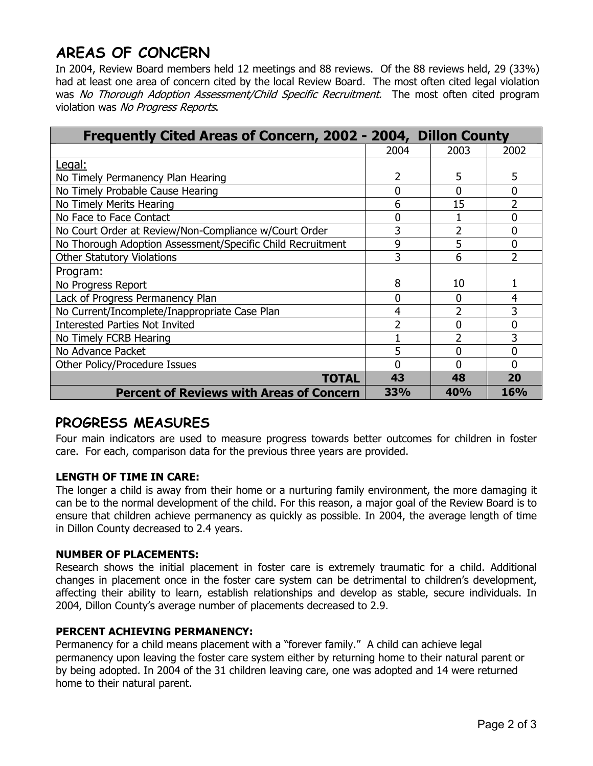## AREAS OF CONCERN

In 2004, Review Board members held 12 meetings and 88 reviews. Of the 88 reviews held, 29 (33%) had at least one area of concern cited by the local Review Board. The most often cited legal violation was *No Thorough Adoption Assessment/Child Specific Recruitment.* The most often cited program violation was *No Progress Reports*.

| Frequently Cited Areas of Concern, 2002 - 2004, Dillon County | | | |
|---|---|---|---|
| | 2004 | 2003 | 2002 |
| Legal: | | | |
| No Timely Permanency Plan Hearing | 2 | 5 | 5 |
| No Timely Probable Cause Hearing | 0 | 0 | 0 |
| No Timely Merits Hearing | 6 | 15 | 2 |
| No Face to Face Contact | 0 | 1 | 0 |
| No Court Order at Review/Non-Compliance w/Court Order | 3 | 2 | 0 |
| No Thorough Adoption Assessment/Specific Child Recruitment | 9 | 5 | 0 |
| Other Statutory Violations | 3 | 6 | 2 |
| Program: | | | |
| No Progress Report | 8 | 10 | 1 |
| Lack of Progress Permanency Plan | 0 | 0 | 4 |
| No Current/Incomplete/Inappropriate Case Plan | 4 | 2 | 3 |
| Interested Parties Not Invited | 2 | 0 | 0 |
| No Timely FCRB Hearing | 1 | 2 | 3 |
| No Advance Packet | 5 | 0 | 0 |
| Other Policy/Procedure Issues | 0 | 0 | 0 |
| **TOTAL** | **43** | **48** | **20** |
| **Percent of Reviews with Areas of Concern** | **33%** | **40%** | **16%** |

## PROGRESS MEASURES

Four main indicators are used to measure progress towards better outcomes for children in foster care. For each, comparison data for the previous three years are provided.

### LENGTH OF TIME IN CARE:

The longer a child is away from their home or a nurturing family environment, the more damaging it can be to the normal development of the child. For this reason, a major goal of the Review Board is to ensure that children achieve permanency as quickly as possible. In 2004, the average length of time in Dillon County decreased to 2.4 years.

### NUMBER OF PLACEMENTS:

Research shows the initial placement in foster care is extremely traumatic for a child. Additional changes in placement once in the foster care system can be detrimental to children's development, affecting their ability to learn, establish relationships and develop as stable, secure individuals. In 2004, Dillon County's average number of placements decreased to 2.9.

### PERCENT ACHIEVING PERMANENCY:

Permanency for a child means placement with a "forever family." A child can achieve legal permanency upon leaving the foster care system either by returning home to their natural parent or by being adopted. In 2004 of the 31 children leaving care, one was adopted and 14 were returned home to their natural parent.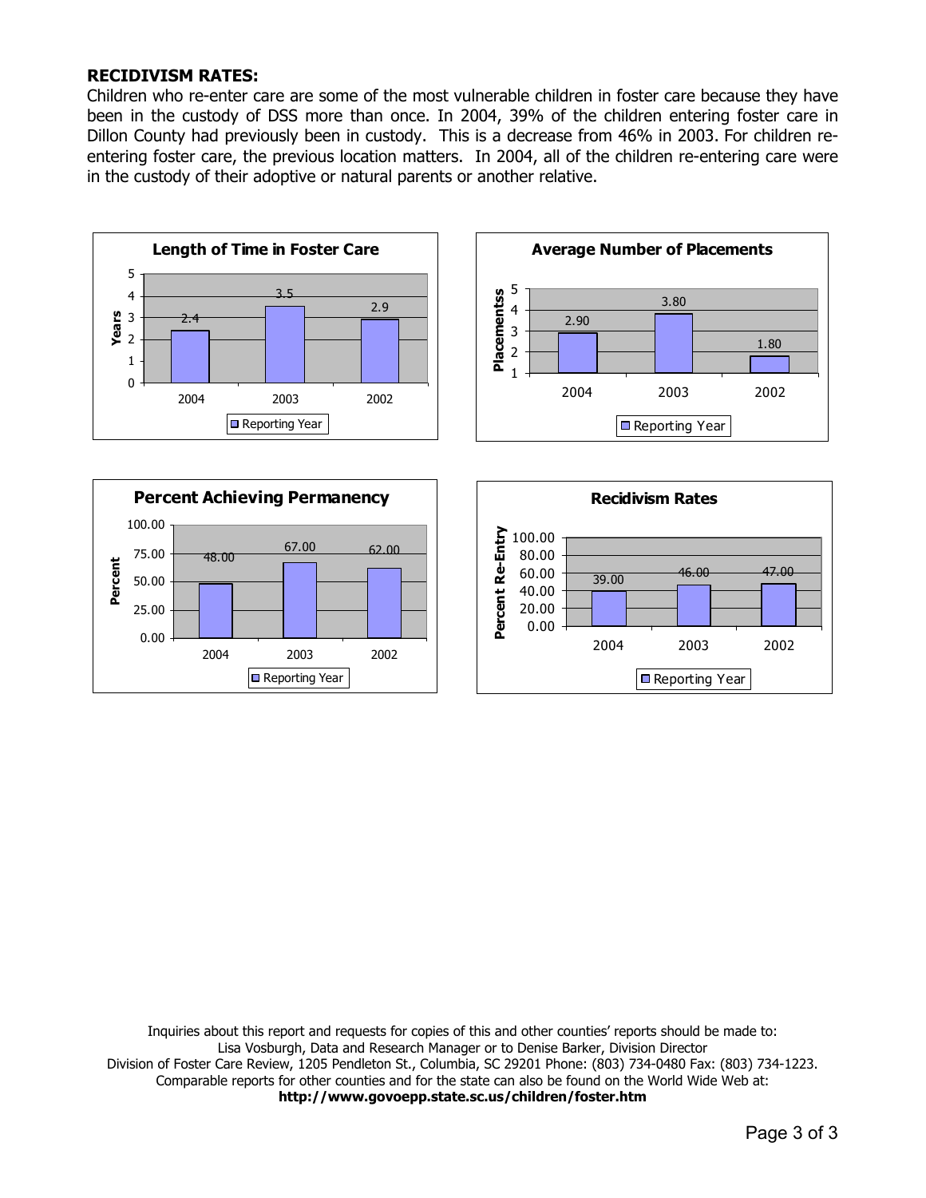**RECIDIVISM RATES:**

Children who re-enter care are some of the most vulnerable children in foster care because they have been in the custody of DSS more than once. In 2004, 39% of the children entering foster care in Dillon County had previously been in custody. This is a decrease from 46% in 2003. For children re-entering foster care, the previous location matters. In 2004, all of the children re-entering care were in the custody of their adoptive or natural parents or another relative.

Length of Time in Foster Care

Years

5
4
3
2
1
0

2.4
3.5
2.9

2004
2003
2002

Reporting Year

Average Number of Placements

Placementss

5
4
3
2
1

2.90
3.80
1.80

2004
2003
2002

Reporting Year

Percent Achieving Permanency

Percent

100.00
75.00
50.00
25.00
0.00

48.00
67.00
62.00

2004
2003
2002

Reporting Year

Recidivism Rates

Percent Re-Entry

100.00
80.00
60.00
40.00
20.00
0.00

39.00
46.00
47.00

2004
2003
2002

Reporting Year

Inquiries about this report and requests for copies of this and other counties' reports should be made to:
Lisa Vosburgh, Data and Research Manager or to Denise Barker, Division Director
Division of Foster Care Review, 1205 Pendleton St., Columbia, SC 29201 Phone: (803) 734-0480 Fax: (803) 734-1223.
Comparable reports for other counties and for the state can also be found on the World Wide Web at:
**http://www.govoepp.state.sc.us/children/foster.htm**